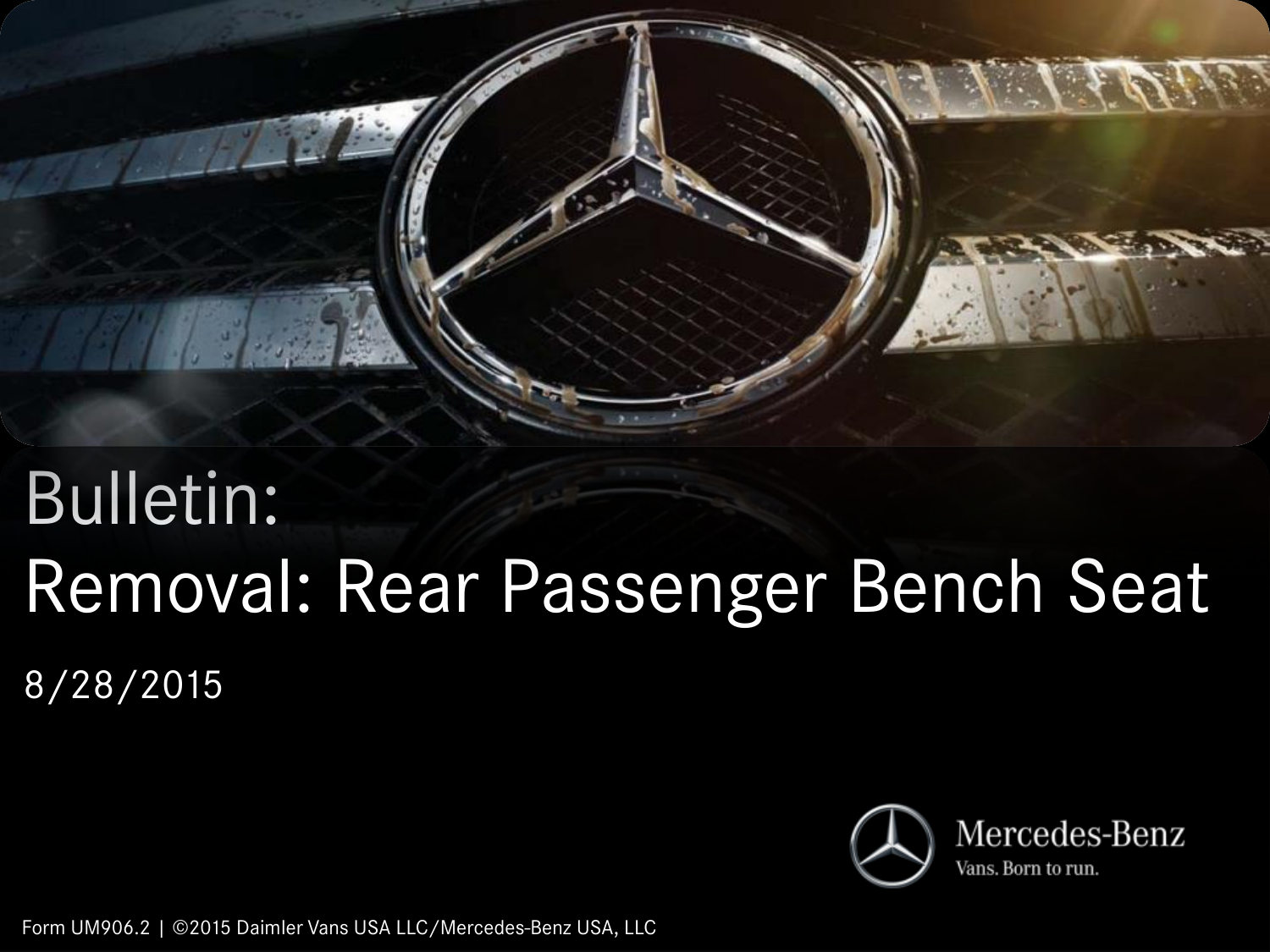# Bulletin:
# Removal: Rear Passenger Bench Seat

8/28/2015

Mercedes-Benz

Vans. Born to run.

Form UM906.2 | ©2015 Daimler Vans USA LLC/Mercedes-Benz USA, LLC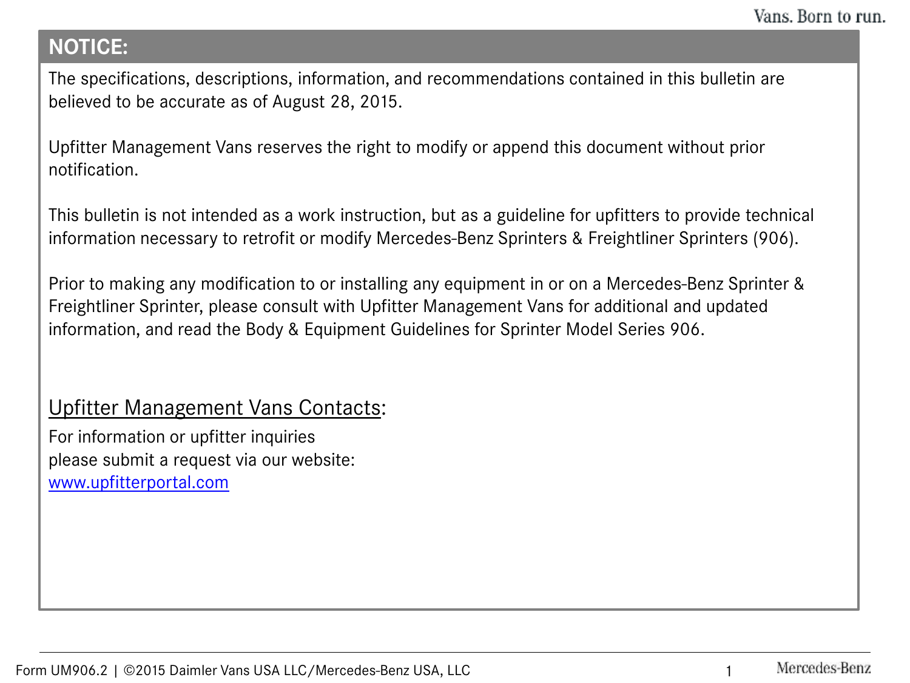## NOTICE:

The specifications, descriptions, information, and recommendations contained in this bulletin are believed to be accurate as of August 28, 2015.

Upfitter Management Vans reserves the right to modify or append this document without prior notification.

This bulletin is not intended as a work instruction, but as a guideline for upfitters to provide technical information necessary to retrofit or modify Mercedes-Benz Sprinters & Freightliner Sprinters (906).

Prior to making any modification to or installing any equipment in or on a Mercedes-Benz Sprinter & Freightliner Sprinter, please consult with Upfitter Management Vans for additional and updated information, and read the Body & Equipment Guidelines for Sprinter Model Series 906.

### Upfitter Management Vans Contacts:

For information or upfitter inquiries
please submit a request via our website:
[www.upfitterportal.com](http://www.upfitterportal.com)

Form UM906.2 | ©2015 Daimler Vans USA LLC/Mercedes-Benz USA, LLC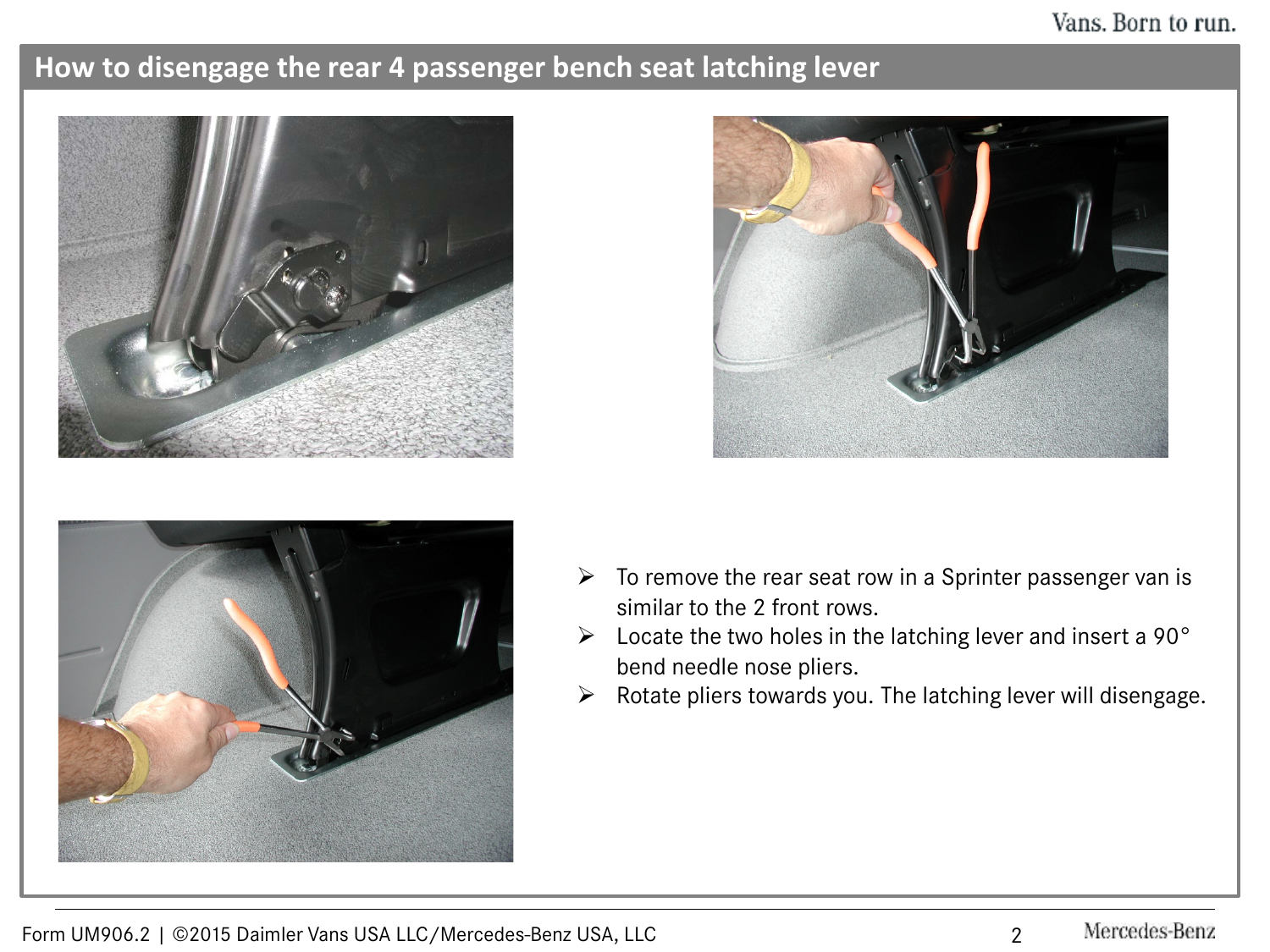## How to disengage the rear 4 passenger bench seat latching lever

- To remove the rear seat row in a Sprinter passenger van is similar to the 2 front rows.
- Locate the two holes in the latching lever and insert a 90° bend needle nose pliers.
- Rotate pliers towards you. The latching lever will disengage.